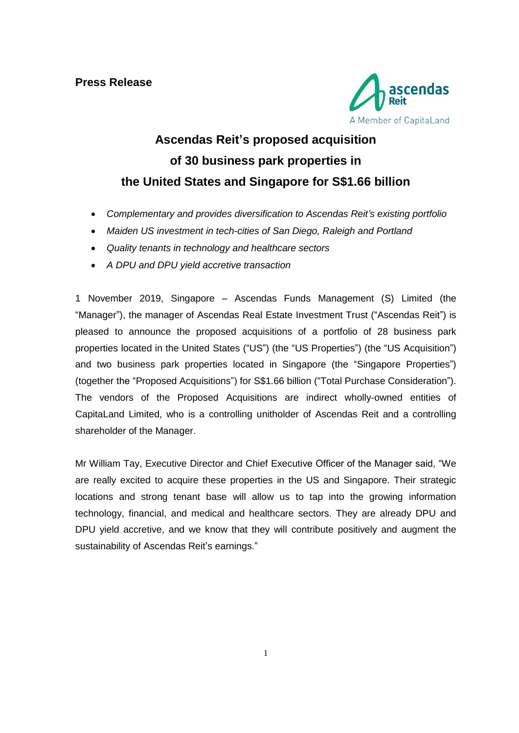**Press Release**

# Ascendas Reit's proposed acquisition of 30 business park properties in the United States and Singapore for S$1.66 billion

- *Complementary and provides diversification to Ascendas Reit's existing portfolio*
- *Maiden US investment in tech-cities of San Diego, Raleigh and Portland*
- *Quality tenants in technology and healthcare sectors*
- *A DPU and DPU yield accretive transaction*

1 November 2019, Singapore – Ascendas Funds Management (S) Limited (the "Manager"), the manager of Ascendas Real Estate Investment Trust ("Ascendas Reit") is pleased to announce the proposed acquisitions of a portfolio of 28 business park properties located in the United States ("US") (the "US Properties") (the "US Acquisition") and two business park properties located in Singapore (the "Singapore Properties") (together the "Proposed Acquisitions") for S$1.66 billion ("Total Purchase Consideration"). The vendors of the Proposed Acquisitions are indirect wholly-owned entities of CapitaLand Limited, who is a controlling unitholder of Ascendas Reit and a controlling shareholder of the Manager.

Mr William Tay, Executive Director and Chief Executive Officer of the Manager said, "We are really excited to acquire these properties in the US and Singapore. Their strategic locations and strong tenant base will allow us to tap into the growing information technology, financial, and medical and healthcare sectors. They are already DPU and DPU yield accretive, and we know that they will contribute positively and augment the sustainability of Ascendas Reit's earnings."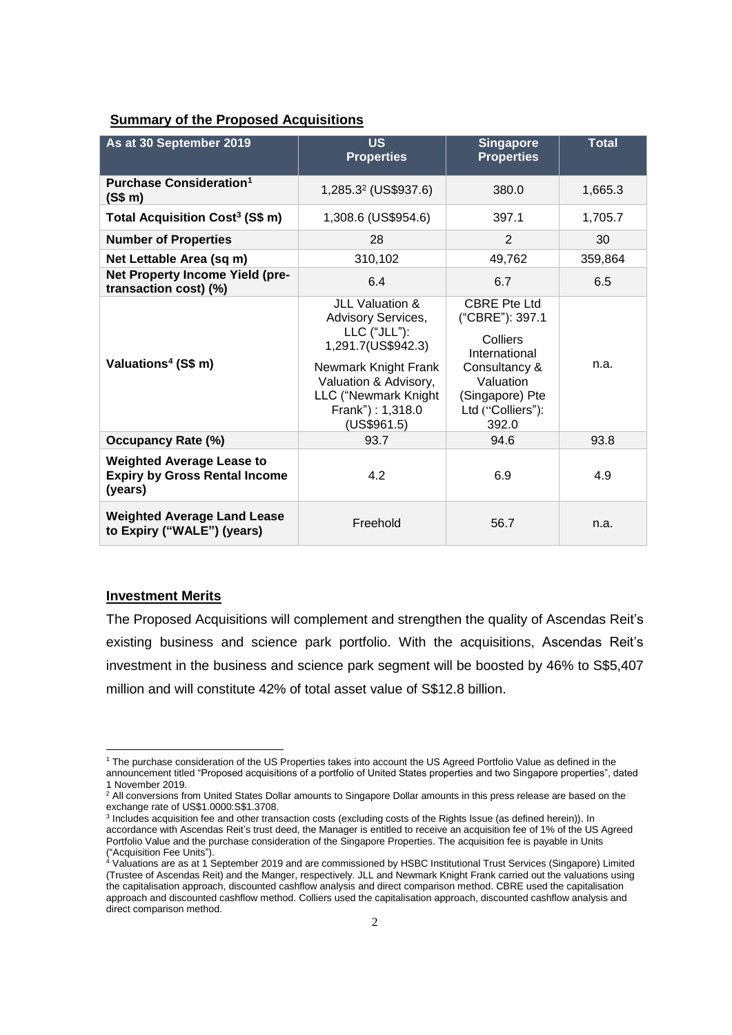**Summary of the Proposed Acquisitions**

| As at 30 September 2019 | US Properties | Singapore Properties | Total |
|---|---|---|---|
| **Purchase Consideration[1] (S$ m)** | 1,285.3[2] (US$937.6) | 380.0 | 1,665.3 |
| **Total Acquisition Cost[3] (S$ m)** | 1,308.6 (US$954.6) | 397.1 | 1,705.7 |
| **Number of Properties** | 28 | 2 | 30 |
| **Net Lettable Area (sq m)** | 310,102 | 49,762 | 359,864 |
| **Net Property Income Yield (pre-transaction cost) (%)** | 6.4 | 6.7 | 6.5 |
| **Valuations[4] (S$ m)** | JLL Valuation & Advisory Services, LLC ("JLL"): 1,291.7(US$942.3) Newmark Knight Frank Valuation & Advisory, LLC ("Newmark Knight Frank") : 1,318.0 (US$961.5) | CBRE Pte Ltd ("CBRE"): 397.1 Colliers International Consultancy & Valuation (Singapore) Pte Ltd ("Colliers"): 392.0 | n.a. |
| **Occupancy Rate (%)** | 93.7 | 94.6 | 93.8 |
| **Weighted Average Lease to Expiry by Gross Rental Income (years)** | 4.2 | 6.9 | 4.9 |
| **Weighted Average Land Lease to Expiry ("WALE") (years)** | Freehold | 56.7 | n.a. |

**Investment Merits**

The Proposed Acquisitions will complement and strengthen the quality of Ascendas Reit's existing business and science park portfolio. With the acquisitions, Ascendas Reit's investment in the business and science park segment will be boosted by 46% to S$5,407 million and will constitute 42% of total asset value of S$12.8 billion.

---

[1] The purchase consideration of the US Properties takes into account the US Agreed Portfolio Value as defined in the announcement titled "Proposed acquisitions of a portfolio of United States properties and two Singapore properties", dated 1 November 2019.

[2] All conversions from United States Dollar amounts to Singapore Dollar amounts in this press release are based on the exchange rate of US$1.0000:S$1.3708.

[3] Includes acquisition fee and other transaction costs (excluding costs of the Rights Issue (as defined herein)). In accordance with Ascendas Reit's trust deed, the Manager is entitled to receive an acquisition fee of 1% of the US Agreed Portfolio Value and the purchase consideration of the Singapore Properties. The acquisition fee is payable in Units ("Acquisition Fee Units").

[4] Valuations are as at 1 September 2019 and are commissioned by HSBC Institutional Trust Services (Singapore) Limited (Trustee of Ascendas Reit) and the Manger, respectively. JLL and Newmark Knight Frank carried out the valuations using the capitalisation approach, discounted cashflow analysis and direct comparison method. CBRE used the capitalisation approach and discounted cashflow method. Colliers used the capitalisation approach, discounted cashflow analysis and direct comparison method.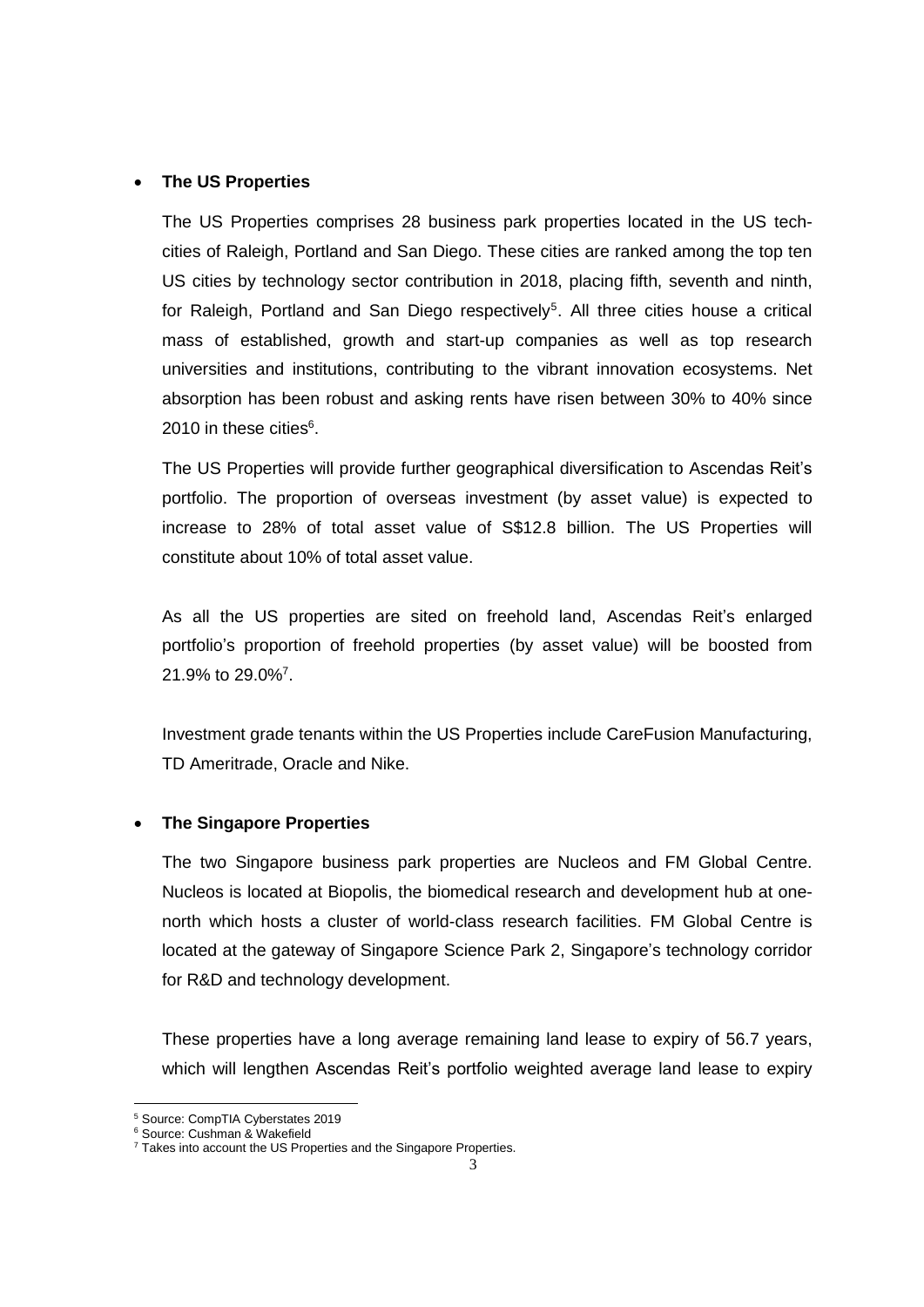- **The US Properties**

  The US Properties comprises 28 business park properties located in the US tech-cities of Raleigh, Portland and San Diego. These cities are ranked among the top ten US cities by technology sector contribution in 2018, placing fifth, seventh and ninth, for Raleigh, Portland and San Diego respectively[5]. All three cities house a critical mass of established, growth and start-up companies as well as top research universities and institutions, contributing to the vibrant innovation ecosystems. Net absorption has been robust and asking rents have risen between 30% to 40% since 2010 in these cities[6].

  The US Properties will provide further geographical diversification to Ascendas Reit's portfolio. The proportion of overseas investment (by asset value) is expected to increase to 28% of total asset value of S$12.8 billion. The US Properties will constitute about 10% of total asset value.

  As all the US properties are sited on freehold land, Ascendas Reit's enlarged portfolio's proportion of freehold properties (by asset value) will be boosted from 21.9% to 29.0%[7].

  Investment grade tenants within the US Properties include CareFusion Manufacturing, TD Ameritrade, Oracle and Nike.

- **The Singapore Properties**

  The two Singapore business park properties are Nucleos and FM Global Centre. Nucleos is located at Biopolis, the biomedical research and development hub at one-north which hosts a cluster of world-class research facilities. FM Global Centre is located at the gateway of Singapore Science Park 2, Singapore's technology corridor for R&D and technology development.

  These properties have a long average remaining land lease to expiry of 56.7 years, which will lengthen Ascendas Reit's portfolio weighted average land lease to expiry

---

[5] Source: CompTIA Cyberstates 2019

[6] Source: Cushman & Wakefield

[7] Takes into account the US Properties and the Singapore Properties.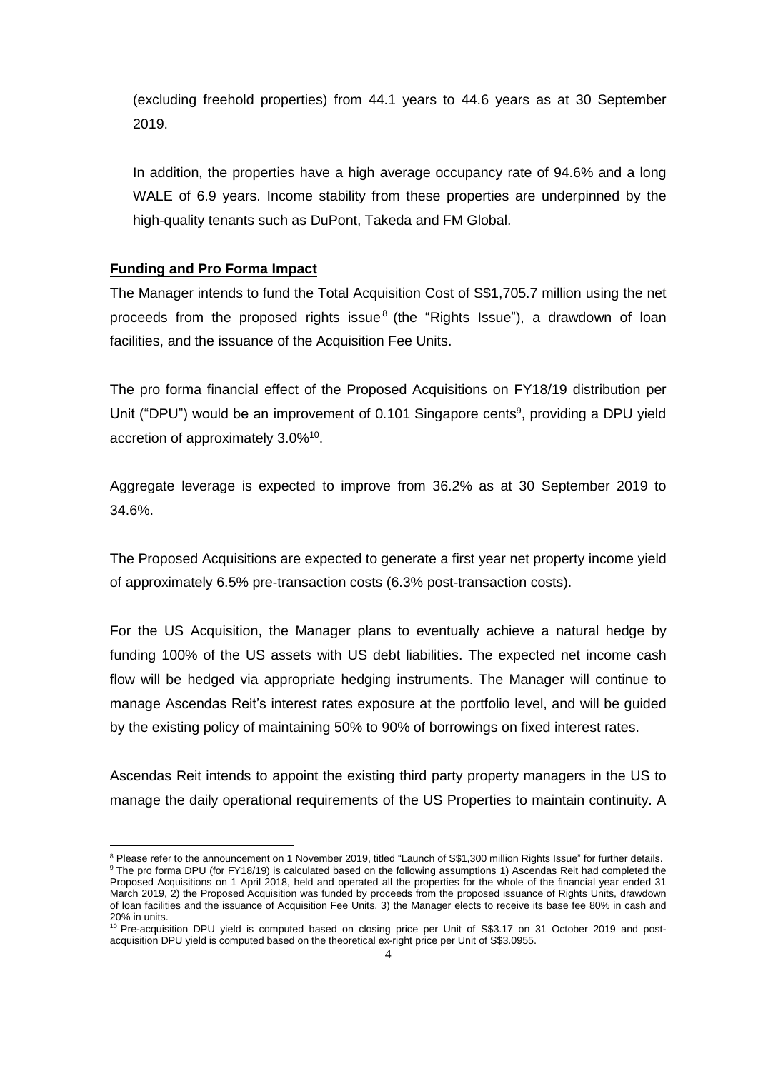(excluding freehold properties) from 44.1 years to 44.6 years as at 30 September 2019.

In addition, the properties have a high average occupancy rate of 94.6% and a long WALE of 6.9 years. Income stability from these properties are underpinned by the high-quality tenants such as DuPont, Takeda and FM Global.

**Funding and Pro Forma Impact**

The Manager intends to fund the Total Acquisition Cost of S$1,705.7 million using the net proceeds from the proposed rights issue[8] (the "Rights Issue"), a drawdown of loan facilities, and the issuance of the Acquisition Fee Units.

The pro forma financial effect of the Proposed Acquisitions on FY18/19 distribution per Unit ("DPU") would be an improvement of 0.101 Singapore cents[9], providing a DPU yield accretion of approximately 3.0%[10].

Aggregate leverage is expected to improve from 36.2% as at 30 September 2019 to 34.6%.

The Proposed Acquisitions are expected to generate a first year net property income yield of approximately 6.5% pre-transaction costs (6.3% post-transaction costs).

For the US Acquisition, the Manager plans to eventually achieve a natural hedge by funding 100% of the US assets with US debt liabilities. The expected net income cash flow will be hedged via appropriate hedging instruments. The Manager will continue to manage Ascendas Reit's interest rates exposure at the portfolio level, and will be guided by the existing policy of maintaining 50% to 90% of borrowings on fixed interest rates.

Ascendas Reit intends to appoint the existing third party property managers in the US to manage the daily operational requirements of the US Properties to maintain continuity. A

---

[8] Please refer to the announcement on 1 November 2019, titled "Launch of S$1,300 million Rights Issue" for further details.

[9] The pro forma DPU (for FY18/19) is calculated based on the following assumptions 1) Ascendas Reit had completed the Proposed Acquisitions on 1 April 2018, held and operated all the properties for the whole of the financial year ended 31 March 2019, 2) the Proposed Acquisition was funded by proceeds from the proposed issuance of Rights Units, drawdown of loan facilities and the issuance of Acquisition Fee Units, 3) the Manager elects to receive its base fee 80% in cash and 20% in units.

[10] Pre-acquisition DPU yield is computed based on closing price per Unit of S$3.17 on 31 October 2019 and post-acquisition DPU yield is computed based on the theoretical ex-right price per Unit of S$3.0955.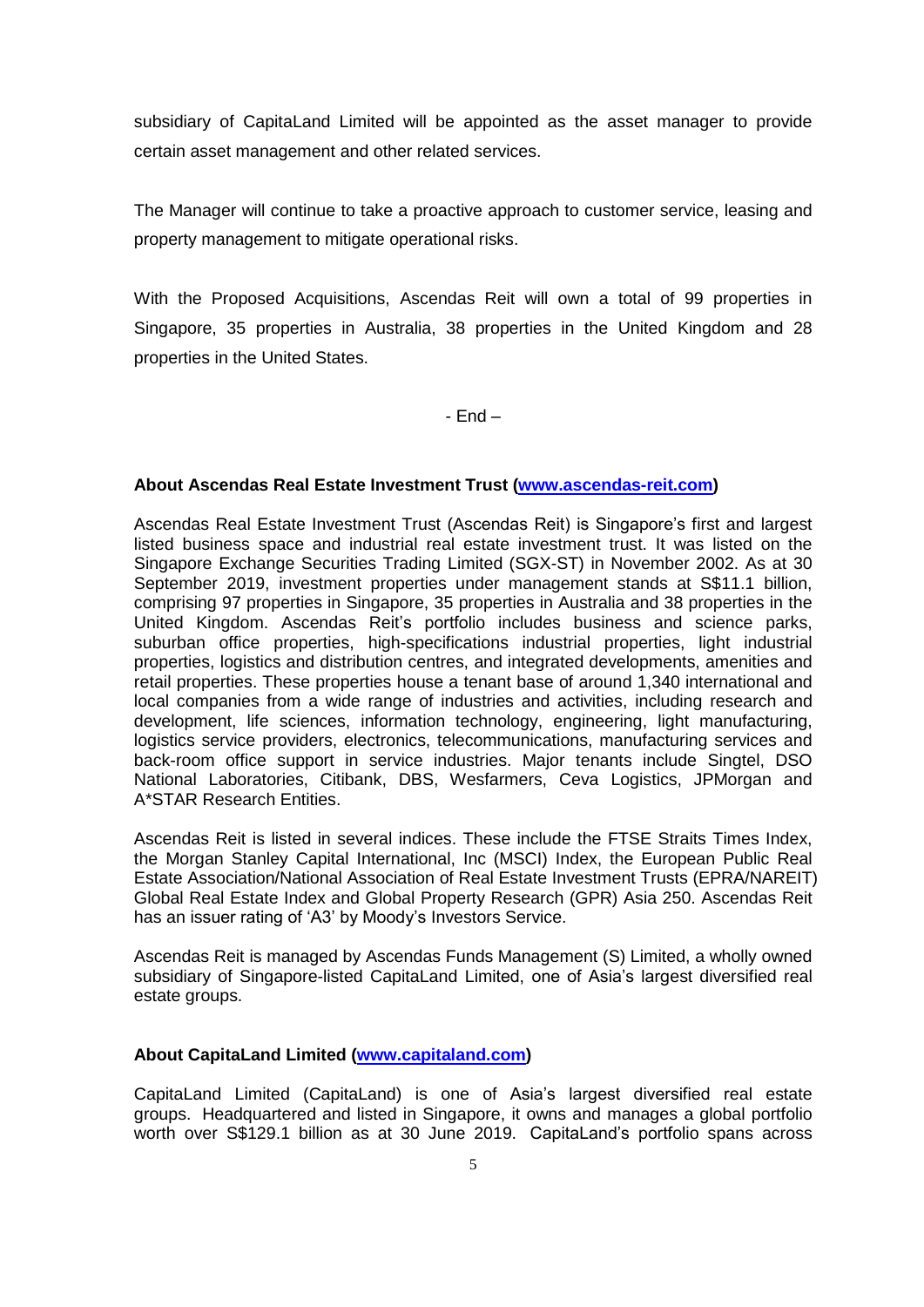subsidiary of CapitaLand Limited will be appointed as the asset manager to provide certain asset management and other related services.

The Manager will continue to take a proactive approach to customer service, leasing and property management to mitigate operational risks.

With the Proposed Acquisitions, Ascendas Reit will own a total of 99 properties in Singapore, 35 properties in Australia, 38 properties in the United Kingdom and 28 properties in the United States.

- End –

**About Ascendas Real Estate Investment Trust ([www.ascendas-reit.com](http://www.ascendas-reit.com))**

Ascendas Real Estate Investment Trust (Ascendas Reit) is Singapore's first and largest listed business space and industrial real estate investment trust. It was listed on the Singapore Exchange Securities Trading Limited (SGX-ST) in November 2002. As at 30 September 2019, investment properties under management stands at S$11.1 billion, comprising 97 properties in Singapore, 35 properties in Australia and 38 properties in the United Kingdom. Ascendas Reit's portfolio includes business and science parks, suburban office properties, high-specifications industrial properties, light industrial properties, logistics and distribution centres, and integrated developments, amenities and retail properties. These properties house a tenant base of around 1,340 international and local companies from a wide range of industries and activities, including research and development, life sciences, information technology, engineering, light manufacturing, logistics service providers, electronics, telecommunications, manufacturing services and back-room office support in service industries. Major tenants include Singtel, DSO National Laboratories, Citibank, DBS, Wesfarmers, Ceva Logistics, JPMorgan and A*STAR Research Entities.

Ascendas Reit is listed in several indices. These include the FTSE Straits Times Index, the Morgan Stanley Capital International, Inc (MSCI) Index, the European Public Real Estate Association/National Association of Real Estate Investment Trusts (EPRA/NAREIT) Global Real Estate Index and Global Property Research (GPR) Asia 250. Ascendas Reit has an issuer rating of 'A3' by Moody's Investors Service.

Ascendas Reit is managed by Ascendas Funds Management (S) Limited, a wholly owned subsidiary of Singapore-listed CapitaLand Limited, one of Asia's largest diversified real estate groups.

**About CapitaLand Limited ([www.capitaland.com](http://www.capitaland.com))**

CapitaLand Limited (CapitaLand) is one of Asia's largest diversified real estate groups. Headquartered and listed in Singapore, it owns and manages a global portfolio worth over S$129.1 billion as at 30 June 2019. CapitaLand's portfolio spans across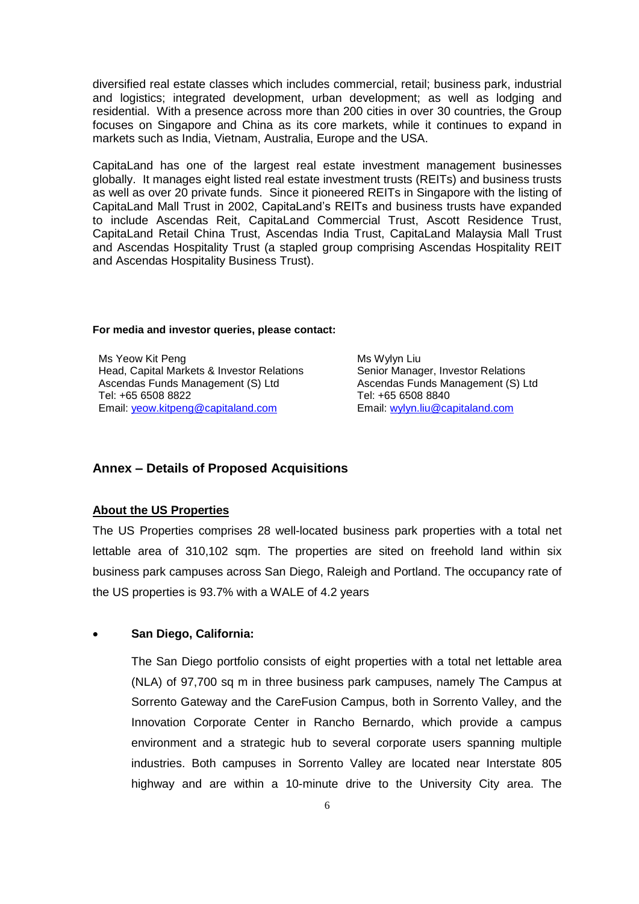diversified real estate classes which includes commercial, retail; business park, industrial and logistics; integrated development, urban development; as well as lodging and residential. With a presence across more than 200 cities in over 30 countries, the Group focuses on Singapore and China as its core markets, while it continues to expand in markets such as India, Vietnam, Australia, Europe and the USA.

CapitaLand has one of the largest real estate investment management businesses globally. It manages eight listed real estate investment trusts (REITs) and business trusts as well as over 20 private funds. Since it pioneered REITs in Singapore with the listing of CapitaLand Mall Trust in 2002, CapitaLand's REITs and business trusts have expanded to include Ascendas Reit, CapitaLand Commercial Trust, Ascott Residence Trust, CapitaLand Retail China Trust, Ascendas India Trust, CapitaLand Malaysia Mall Trust and Ascendas Hospitality Trust (a stapled group comprising Ascendas Hospitality REIT and Ascendas Hospitality Business Trust).

**For media and investor queries, please contact:**

Ms Yeow Kit Peng
Head, Capital Markets & Investor Relations
Ascendas Funds Management (S) Ltd
Tel: +65 6508 8822
Email: yeow.kitpeng@capitaland.com

Ms Wylyn Liu
Senior Manager, Investor Relations
Ascendas Funds Management (S) Ltd
Tel: +65 6508 8840
Email: wylyn.liu@capitaland.com

## Annex – Details of Proposed Acquisitions

### About the US Properties

The US Properties comprises 28 well-located business park properties with a total net lettable area of 310,102 sqm. The properties are sited on freehold land within six business park campuses across San Diego, Raleigh and Portland. The occupancy rate of the US properties is 93.7% with a WALE of 4.2 years

- **San Diego, California:**

  The San Diego portfolio consists of eight properties with a total net lettable area (NLA) of 97,700 sq m in three business park campuses, namely The Campus at Sorrento Gateway and the CareFusion Campus, both in Sorrento Valley, and the Innovation Corporate Center in Rancho Bernardo, which provide a campus environment and a strategic hub to several corporate users spanning multiple industries. Both campuses in Sorrento Valley are located near Interstate 805 highway and are within a 10-minute drive to the University City area. The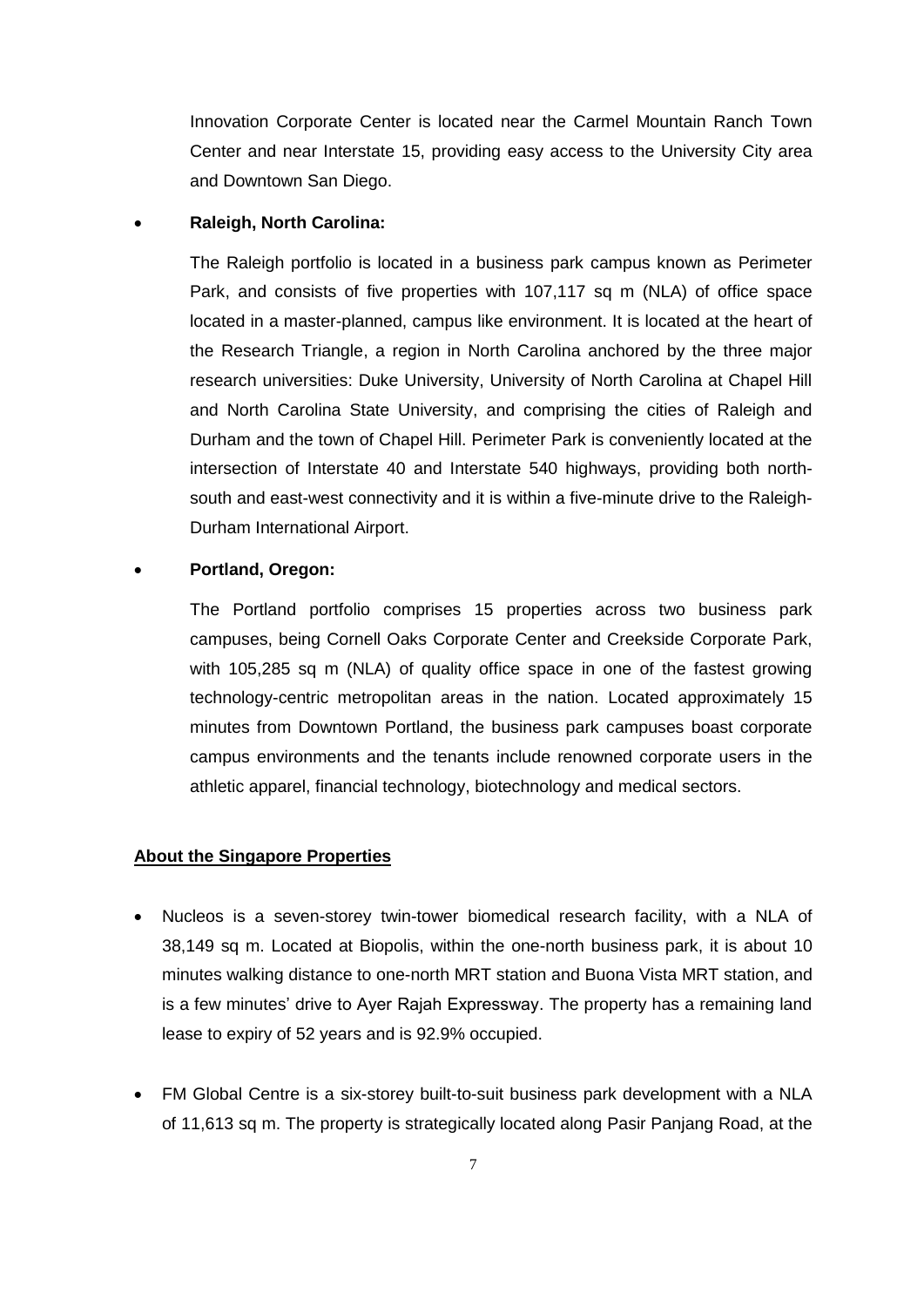Innovation Corporate Center is located near the Carmel Mountain Ranch Town Center and near Interstate 15, providing easy access to the University City area and Downtown San Diego.

- **Raleigh, North Carolina:**

  The Raleigh portfolio is located in a business park campus known as Perimeter Park, and consists of five properties with 107,117 sq m (NLA) of office space located in a master-planned, campus like environment. It is located at the heart of the Research Triangle, a region in North Carolina anchored by the three major research universities: Duke University, University of North Carolina at Chapel Hill and North Carolina State University, and comprising the cities of Raleigh and Durham and the town of Chapel Hill. Perimeter Park is conveniently located at the intersection of Interstate 40 and Interstate 540 highways, providing both north-south and east-west connectivity and it is within a five-minute drive to the Raleigh-Durham International Airport.

- **Portland, Oregon:**

  The Portland portfolio comprises 15 properties across two business park campuses, being Cornell Oaks Corporate Center and Creekside Corporate Park, with 105,285 sq m (NLA) of quality office space in one of the fastest growing technology-centric metropolitan areas in the nation. Located approximately 15 minutes from Downtown Portland, the business park campuses boast corporate campus environments and the tenants include renowned corporate users in the athletic apparel, financial technology, biotechnology and medical sectors.

**About the Singapore Properties**

- Nucleos is a seven-storey twin-tower biomedical research facility, with a NLA of 38,149 sq m. Located at Biopolis, within the one-north business park, it is about 10 minutes walking distance to one-north MRT station and Buona Vista MRT station, and is a few minutes' drive to Ayer Rajah Expressway. The property has a remaining land lease to expiry of 52 years and is 92.9% occupied.

- FM Global Centre is a six-storey built-to-suit business park development with a NLA of 11,613 sq m. The property is strategically located along Pasir Panjang Road, at the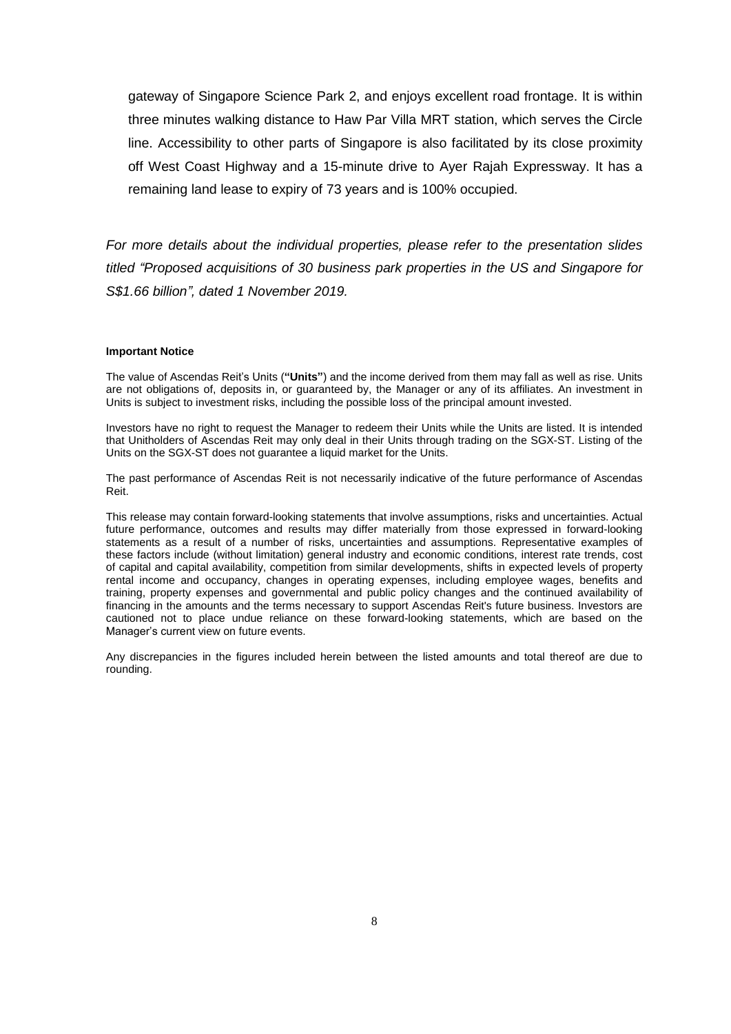gateway of Singapore Science Park 2, and enjoys excellent road frontage. It is within three minutes walking distance to Haw Par Villa MRT station, which serves the Circle line. Accessibility to other parts of Singapore is also facilitated by its close proximity off West Coast Highway and a 15-minute drive to Ayer Rajah Expressway. It has a remaining land lease to expiry of 73 years and is 100% occupied.

*For more details about the individual properties, please refer to the presentation slides titled "Proposed acquisitions of 30 business park properties in the US and Singapore for S$1.66 billion", dated 1 November 2019.*

**Important Notice**

The value of Ascendas Reit's Units (**"Units"**) and the income derived from them may fall as well as rise. Units are not obligations of, deposits in, or guaranteed by, the Manager or any of its affiliates. An investment in Units is subject to investment risks, including the possible loss of the principal amount invested.

Investors have no right to request the Manager to redeem their Units while the Units are listed. It is intended that Unitholders of Ascendas Reit may only deal in their Units through trading on the SGX-ST. Listing of the Units on the SGX-ST does not guarantee a liquid market for the Units.

The past performance of Ascendas Reit is not necessarily indicative of the future performance of Ascendas Reit.

This release may contain forward-looking statements that involve assumptions, risks and uncertainties. Actual future performance, outcomes and results may differ materially from those expressed in forward-looking statements as a result of a number of risks, uncertainties and assumptions. Representative examples of these factors include (without limitation) general industry and economic conditions, interest rate trends, cost of capital and capital availability, competition from similar developments, shifts in expected levels of property rental income and occupancy, changes in operating expenses, including employee wages, benefits and training, property expenses and governmental and public policy changes and the continued availability of financing in the amounts and the terms necessary to support Ascendas Reit's future business. Investors are cautioned not to place undue reliance on these forward-looking statements, which are based on the Manager's current view on future events.

Any discrepancies in the figures included herein between the listed amounts and total thereof are due to rounding.